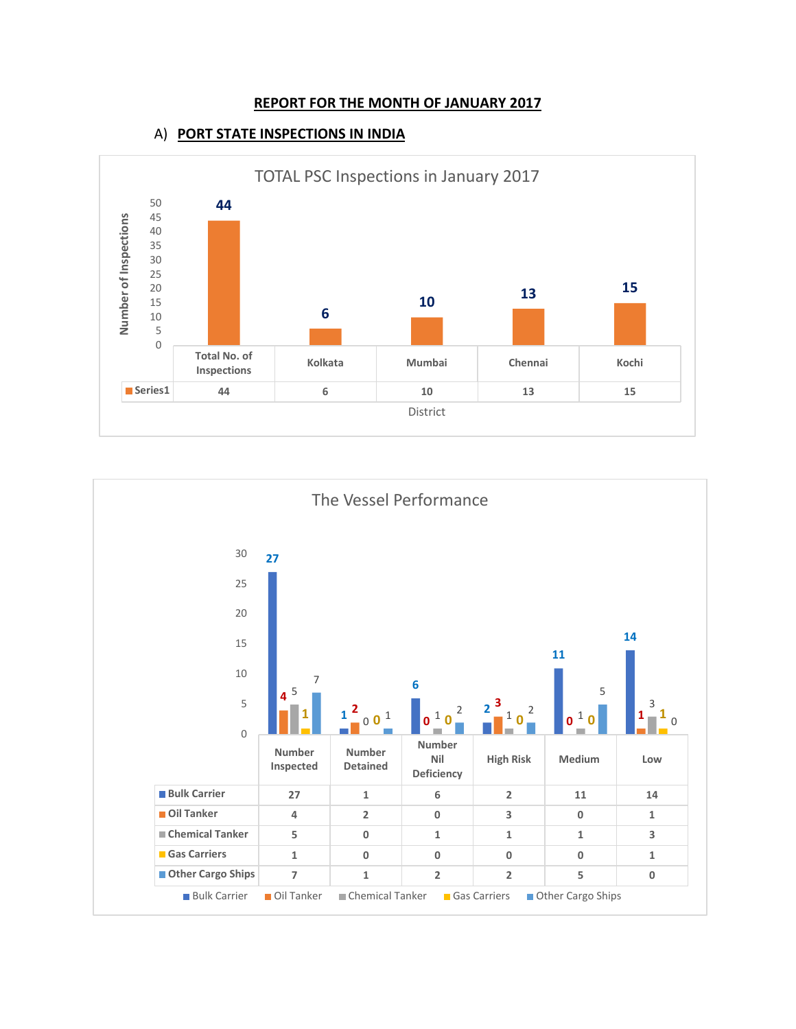# REPORT FOR THE MONTH OF JANUARY 2017

## A) PORT STATE INSPECTIONS IN INDIA

**TOTAL PSC Inspections in January 2017**

| District | Total No. of Inspections | Kolkata | Mumbai | Chennai | Kochi |
|---|---|---|---|---|---|
| Series1 | 44 | 6 | 10 | 13 | 15 |

**The Vessel Performance**

| | Number Inspected | Number Detained | Number Nil Deficiency | High Risk | Medium | Low |
|---|---|---|---|---|---|---|
| Bulk Carrier | 27 | 1 | 6 | 2 | 11 | 14 |
| Oil Tanker | 4 | 2 | 0 | 3 | 0 | 1 |
| Chemical Tanker | 5 | 0 | 1 | 1 | 1 | 3 |
| Gas Carriers | 1 | 0 | 0 | 0 | 0 | 1 |
| Other Cargo Ships | 7 | 1 | 2 | 2 | 5 | 0 |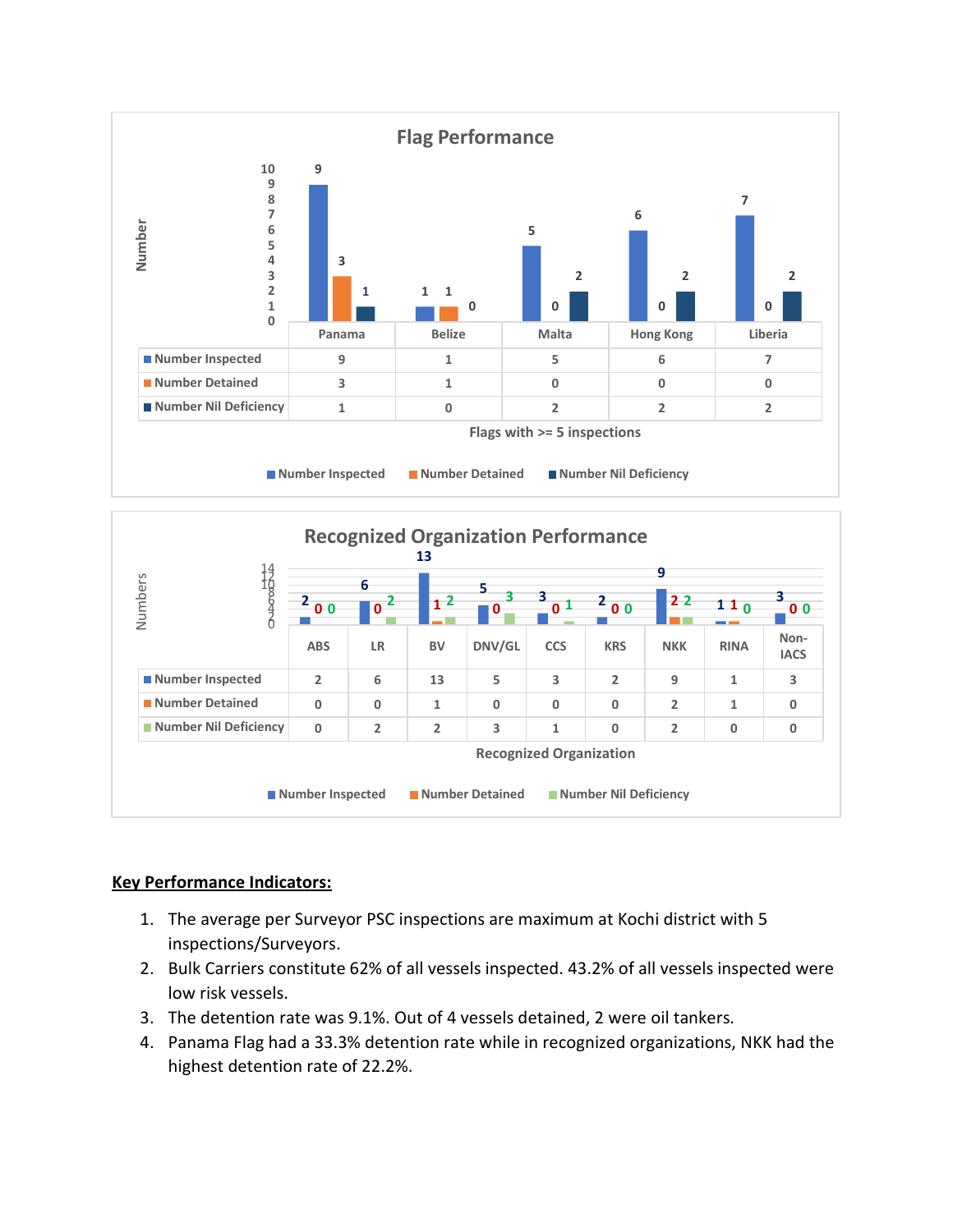## Flag Performance

| | Panama | Belize | Malta | Hong Kong | Liberia |
|---|---|---|---|---|---|
| Number Inspected | 9 | 1 | 5 | 6 | 7 |
| Number Detained | 3 | 1 | 0 | 0 | 0 |
| Number Nil Deficiency | 1 | 0 | 2 | 2 | 2 |

Flags with >= 5 inspections

## Recognized Organization Performance

| | ABS | LR | BV | DNV/GL | CCS | KRS | NKK | RINA | Non-IACS |
|---|---|---|---|---|---|---|---|---|---|
| Number Inspected | 2 | 6 | 13 | 5 | 3 | 2 | 9 | 1 | 3 |
| Number Detained | 0 | 0 | 1 | 0 | 0 | 0 | 2 | 1 | 0 |
| Number Nil Deficiency | 0 | 2 | 2 | 3 | 1 | 0 | 2 | 0 | 0 |

Recognized Organization

**Key Performance Indicators:**

1. The average per Surveyor PSC inspections are maximum at Kochi district with 5 inspections/Surveyors.
2. Bulk Carriers constitute 62% of all vessels inspected. 43.2% of all vessels inspected were low risk vessels.
3. The detention rate was 9.1%. Out of 4 vessels detained, 2 were oil tankers.
4. Panama Flag had a 33.3% detention rate while in recognized organizations, NKK had the highest detention rate of 22.2%.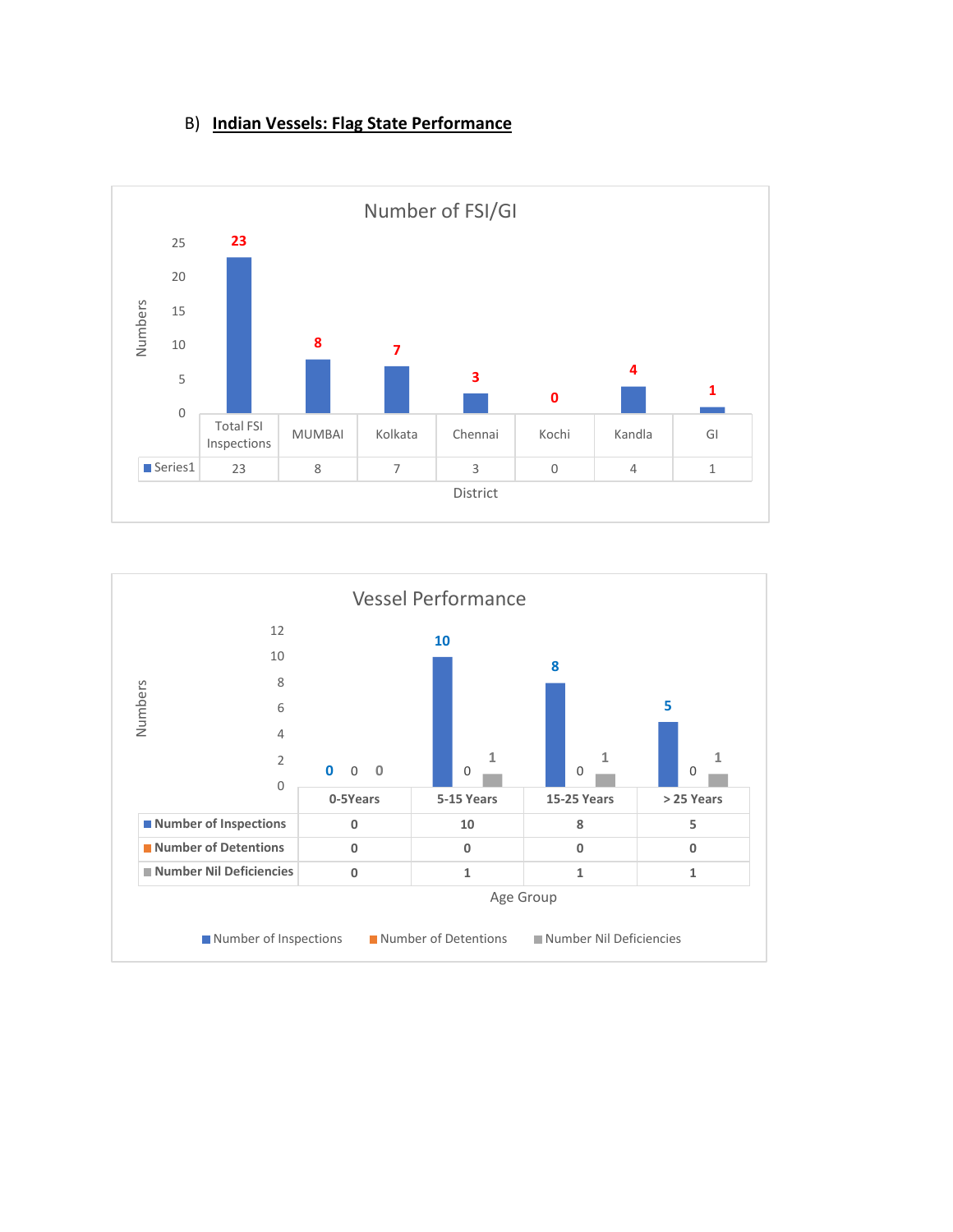B) **Indian Vessels: Flag State Performance**

**Number of FSI/GI**

| | Total FSI Inspections | MUMBAI | Kolkata | Chennai | Kochi | Kandla | GI |
|---|---|---|---|---|---|---|---|
| Series1 | 23 | 8 | 7 | 3 | 0 | 4 | 1 |

District

**Vessel Performance**

| | 0-5Years | 5-15 Years | 15-25 Years | > 25 Years |
|---|---|---|---|---|
| Number of Inspections | 0 | 10 | 8 | 5 |
| Number of Detentions | 0 | 0 | 0 | 0 |
| Number Nil Deficiencies | 0 | 1 | 1 | 1 |

Age Group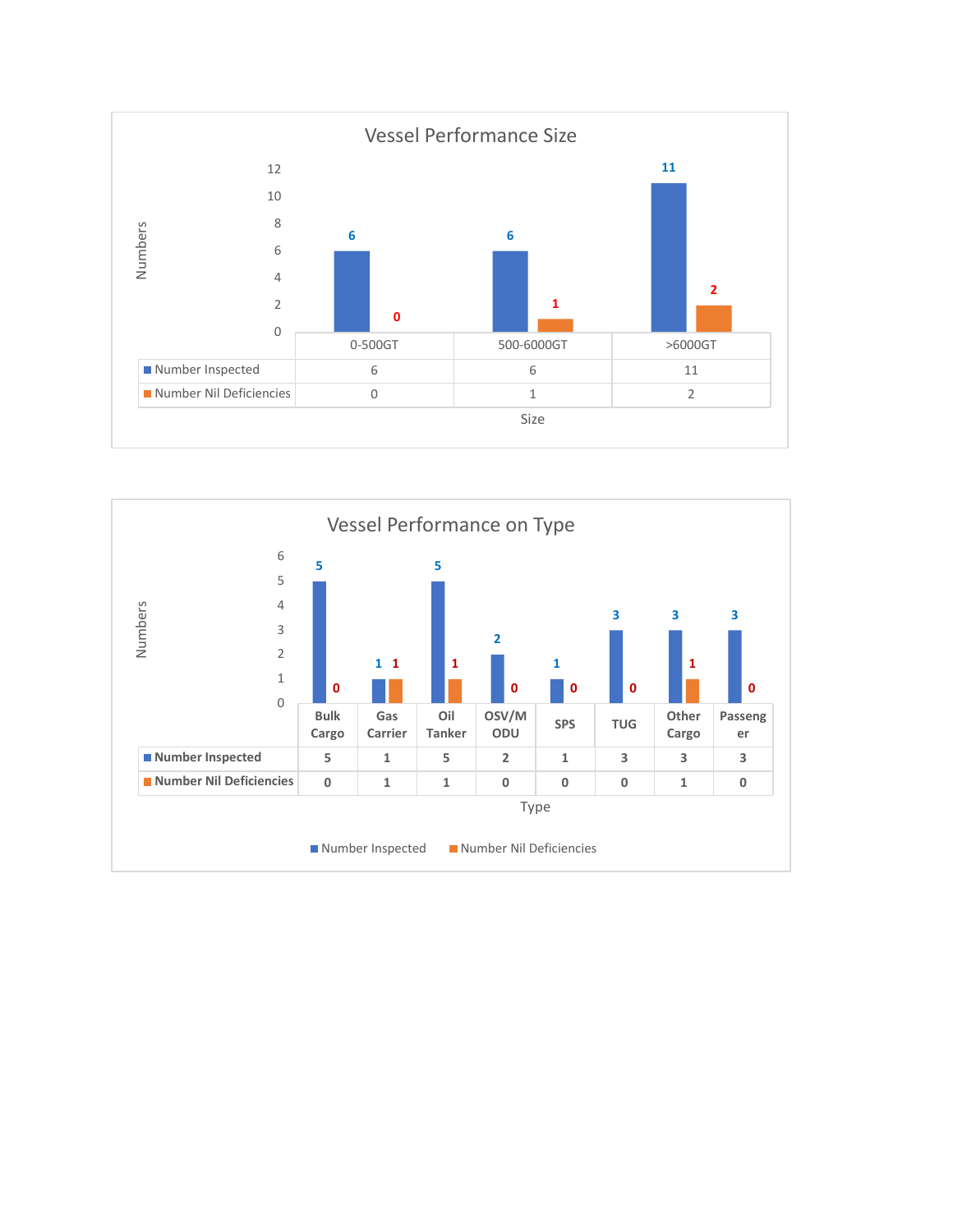## Vessel Performance Size

| Size | 0-500GT | 500-6000GT | >6000GT |
|---|---|---|---|
| Number Inspected | 6 | 6 | 11 |
| Number Nil Deficiencies | 0 | 1 | 2 |

## Vessel Performance on Type

| Type | Bulk Cargo | Gas Carrier | Oil Tanker | OSV/MODU | SPS | TUG | Other Cargo | Passenger |
|---|---|---|---|---|---|---|---|---|
| Number Inspected | 5 | 1 | 5 | 2 | 1 | 3 | 3 | 3 |
| Number Nil Deficiencies | 0 | 1 | 1 | 0 | 0 | 0 | 1 | 0 |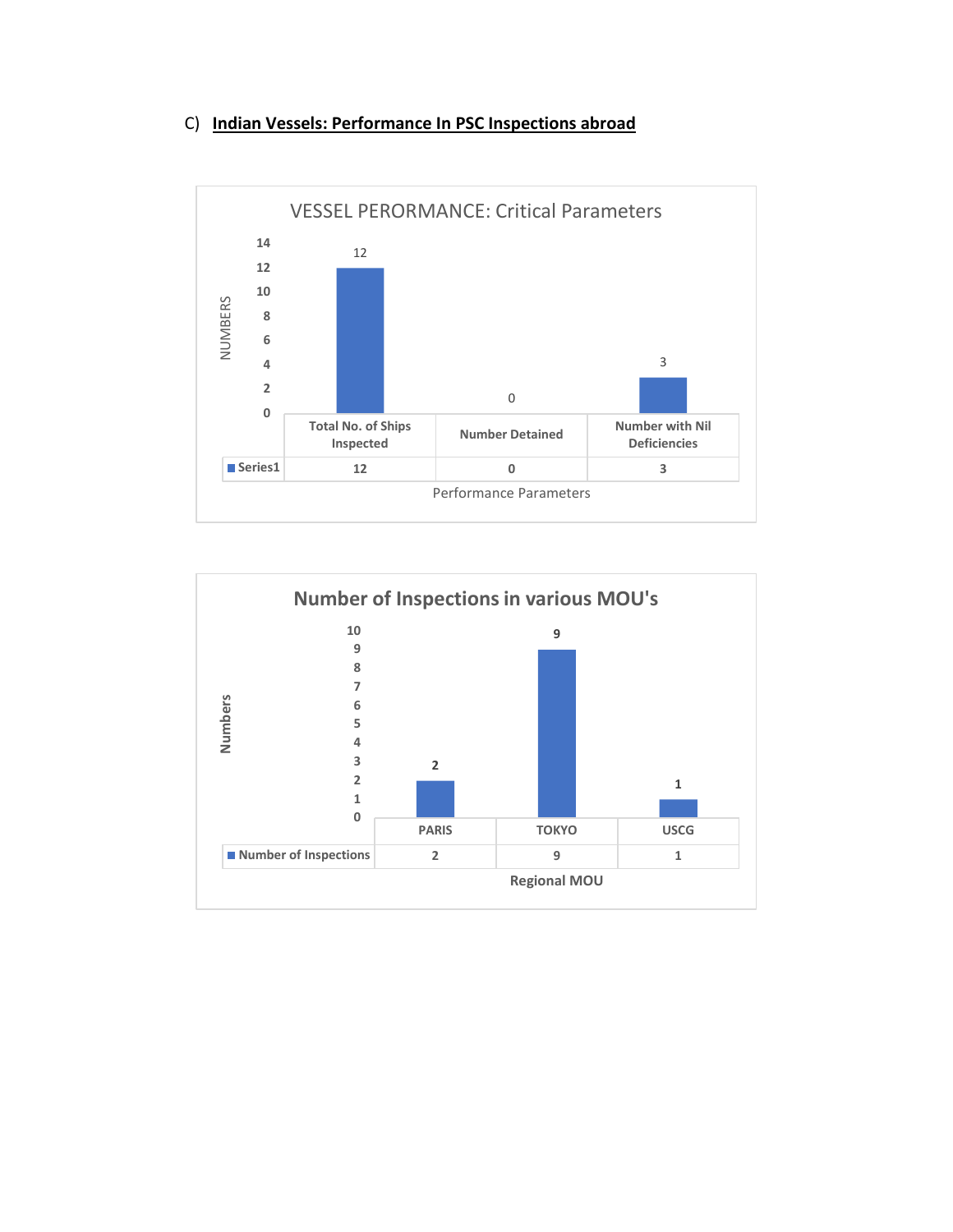C) **Indian Vessels: Performance In PSC Inspections abroad**

VESSEL PERORMANCE: Critical Parameters

| | Total No. of Ships Inspected | Number Detained | Number with Nil Deficiencies |
|---|---|---|---|
| Series1 | 12 | 0 | 3 |

Performance Parameters

**Number of Inspections in various MOU's**

| | PARIS | TOKYO | USCG |
|---|---|---|---|
| Number of Inspections | 2 | 9 | 1 |

**Regional MOU**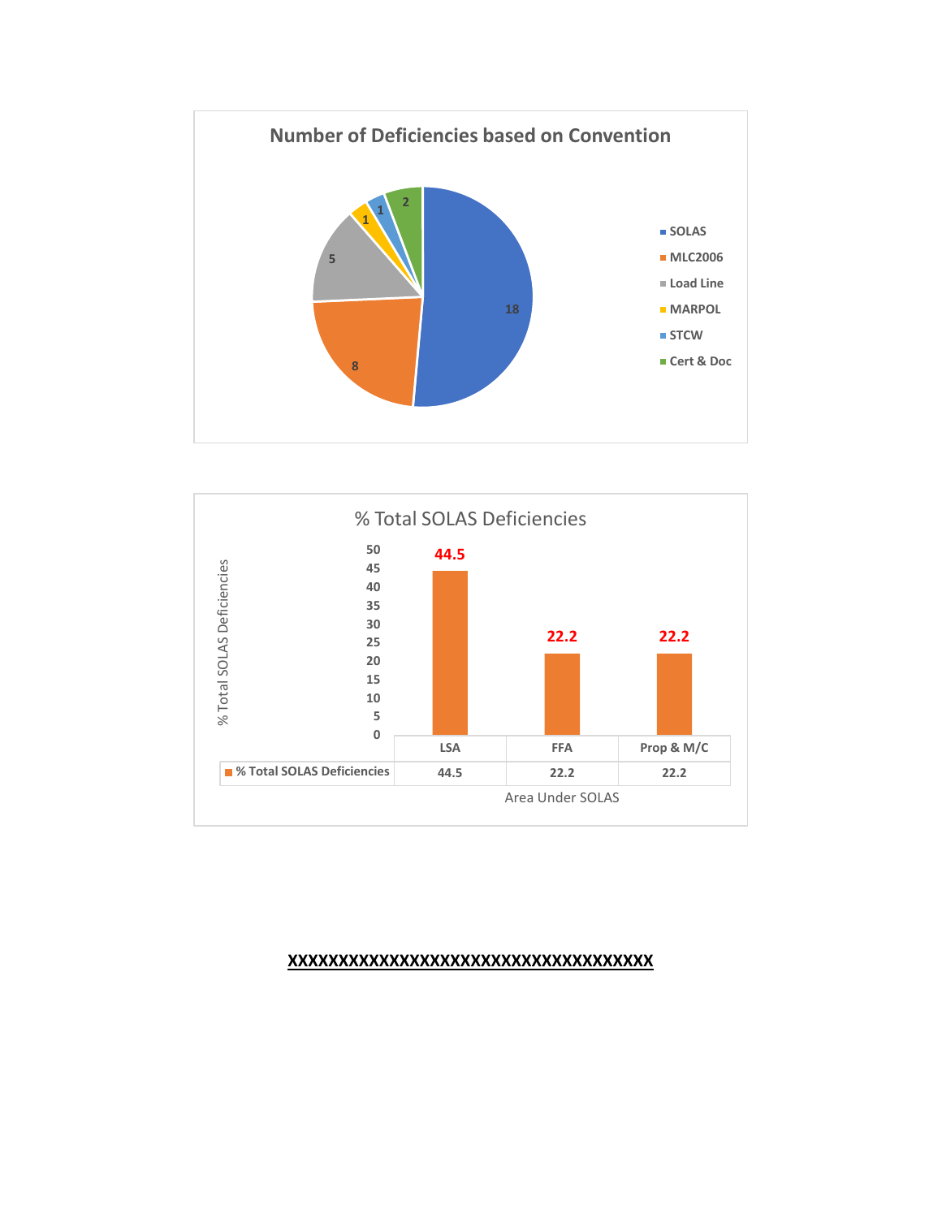**Number of Deficiencies based on Convention**

| Convention | Number of Deficiencies |
|---|---|
| SOLAS | 18 |
| MLC2006 | 8 |
| Load Line | 5 |
| MARPOL | 1 |
| STCW | 1 |
| Cert & Doc | 2 |

**% Total SOLAS Deficiencies**

| Area Under SOLAS | LSA | FFA | Prop & M/C |
|---|---|---|---|
| % Total SOLAS Deficiencies | 44.5 | 22.2 | 22.2 |

**XXXXXXXXXXXXXXXXXXXXXXXXXXXXXXXXXXXXXX**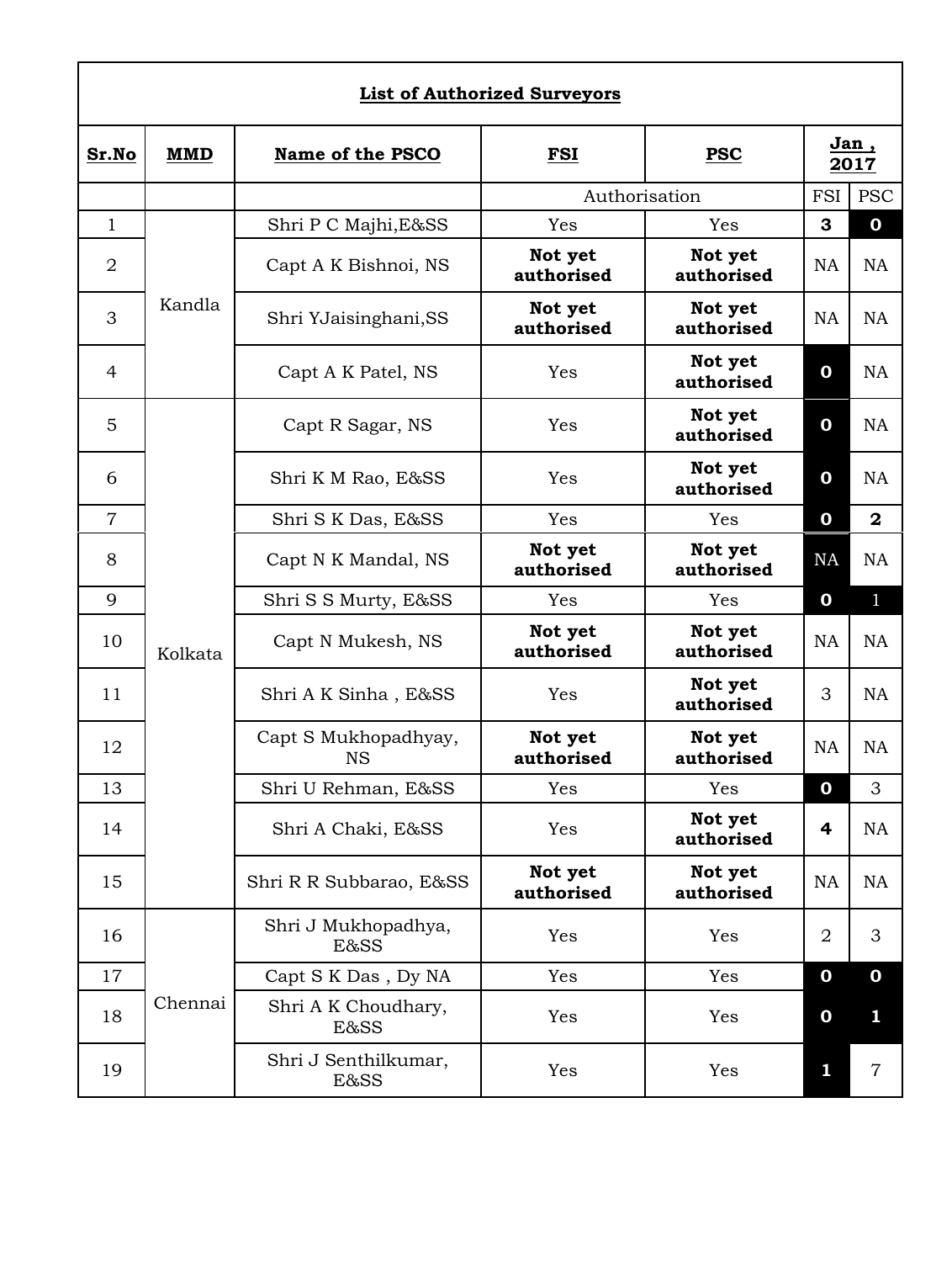## List of Authorized Surveyors

| Sr.No | MMD | Name of the PSCO | FSI | PSC | Jan , 2017 | |
|---|---|---|---|---|---|---|
| | | | Authorisation | | FSI | PSC |
| 1 | Kandla | Shri P C Majhi,E&SS | Yes | Yes | **3** | **0** |
| 2 | | Capt A K Bishnoi, NS | **Not yet authorised** | **Not yet authorised** | NA | NA |
| 3 | | Shri YJaisinghani,SS | **Not yet authorised** | **Not yet authorised** | NA | NA |
| 4 | | Capt A K Patel, NS | Yes | **Not yet authorised** | **0** | NA |
| 5 | Kolkata | Capt R Sagar, NS | Yes | **Not yet authorised** | **0** | NA |
| 6 | | Shri K M Rao, E&SS | Yes | **Not yet authorised** | **0** | NA |
| 7 | | Shri S K Das, E&SS | Yes | Yes | **0** | **2** |
| 8 | | Capt N K Mandal, NS | **Not yet authorised** | **Not yet authorised** | NA | NA |
| 9 | | Shri S S Murty, E&SS | Yes | Yes | **0** | 1 |
| 10 | | Capt N Mukesh, NS | **Not yet authorised** | **Not yet authorised** | NA | NA |
| 11 | | Shri A K Sinha , E&SS | Yes | **Not yet authorised** | 3 | NA |
| 12 | | Capt S Mukhopadhyay, NS | **Not yet authorised** | **Not yet authorised** | NA | NA |
| 13 | | Shri U Rehman, E&SS | Yes | Yes | **0** | 3 |
| 14 | | Shri A Chaki, E&SS | Yes | **Not yet authorised** | **4** | NA |
| 15 | | Shri R R Subbarao, E&SS | **Not yet authorised** | **Not yet authorised** | NA | NA |
| 16 | Chennai | Shri J Mukhopadhya, E&SS | Yes | Yes | 2 | 3 |
| 17 | | Capt S K Das , Dy NA | Yes | Yes | **0** | **0** |
| 18 | | Shri A K Choudhary, E&SS | Yes | Yes | **0** | **1** |
| 19 | | Shri J Senthilkumar, E&SS | Yes | Yes | **1** | 7 |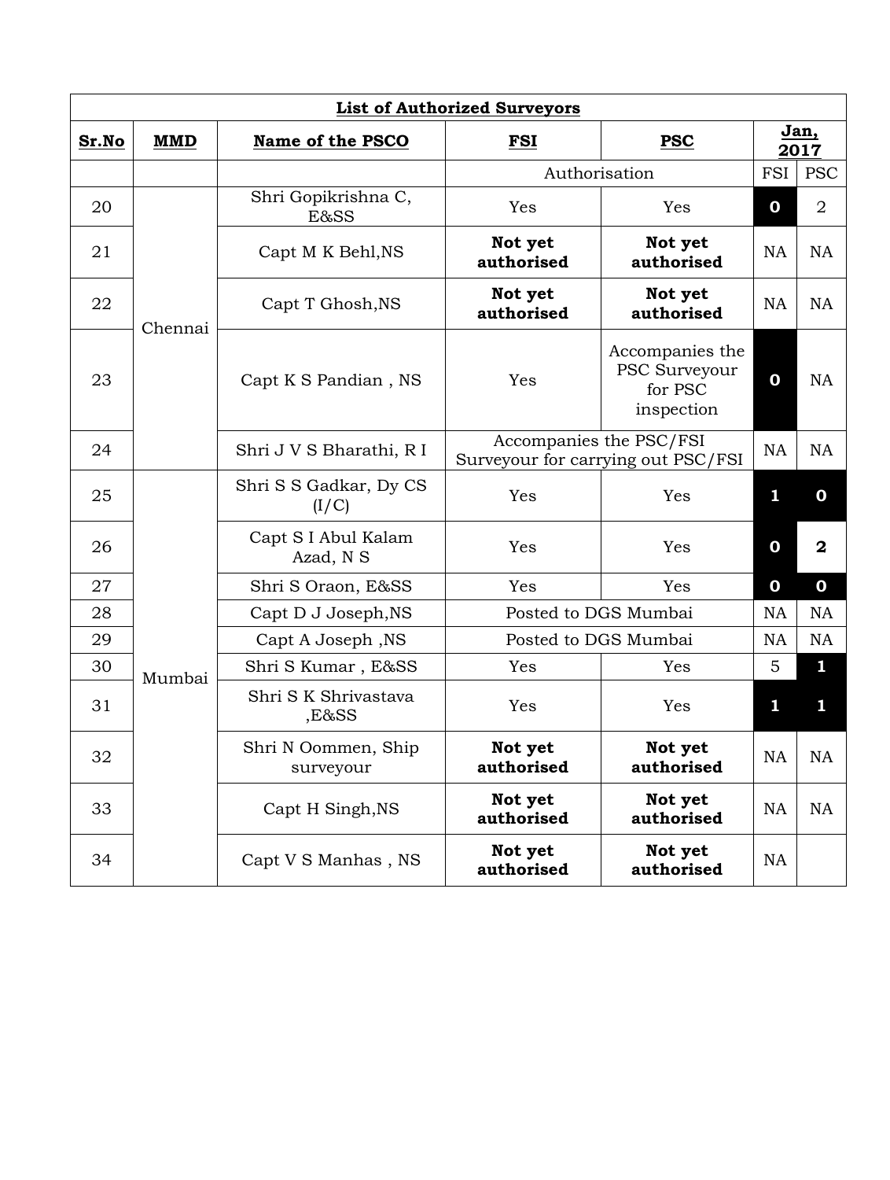| List of Authorized Surveyors | | | | | | |
|---|---|---|---|---|---|---|
| **Sr.No** | **MMD** | **Name of the PSCO** | **FSI** | **PSC** | **Jan, 2017** | |
| | | | Authorisation | | FSI | PSC |
| 20 | Chennai | Shri Gopikrishna C, E&SS | Yes | Yes | 0 | 2 |
| 21 | | Capt M K Behl,NS | **Not yet authorised** | **Not yet authorised** | NA | NA |
| 22 | | Capt T Ghosh,NS | **Not yet authorised** | **Not yet authorised** | NA | NA |
| 23 | | Capt K S Pandian , NS | Yes | Accompanies the PSC Surveyour for PSC inspection | 0 | NA |
| 24 | | Shri J V S Bharathi, R I | Accompanies the PSC/FSI Surveyour for carrying out PSC/FSI | | NA | NA |
| 25 | Mumbai | Shri S S Gadkar, Dy CS (I/C) | Yes | Yes | 1 | 0 |
| 26 | | Capt S I Abul Kalam Azad, N S | Yes | Yes | 0 | **2** |
| 27 | | Shri S Oraon, E&SS | Yes | Yes | 0 | 0 |
| 28 | | Capt D J Joseph,NS | Posted to DGS Mumbai | | NA | NA |
| 29 | | Capt A Joseph ,NS | Posted to DGS Mumbai | | NA | NA |
| 30 | | Shri S Kumar , E&SS | Yes | Yes | 5 | 1 |
| 31 | | Shri S K Shrivastava ,E&SS | Yes | Yes | 1 | 1 |
| 32 | | Shri N Oommen, Ship surveyour | **Not yet authorised** | **Not yet authorised** | NA | NA |
| 33 | | Capt H Singh,NS | **Not yet authorised** | **Not yet authorised** | NA | NA |
| 34 | | Capt V S Manhas , NS | **Not yet authorised** | **Not yet authorised** | NA | |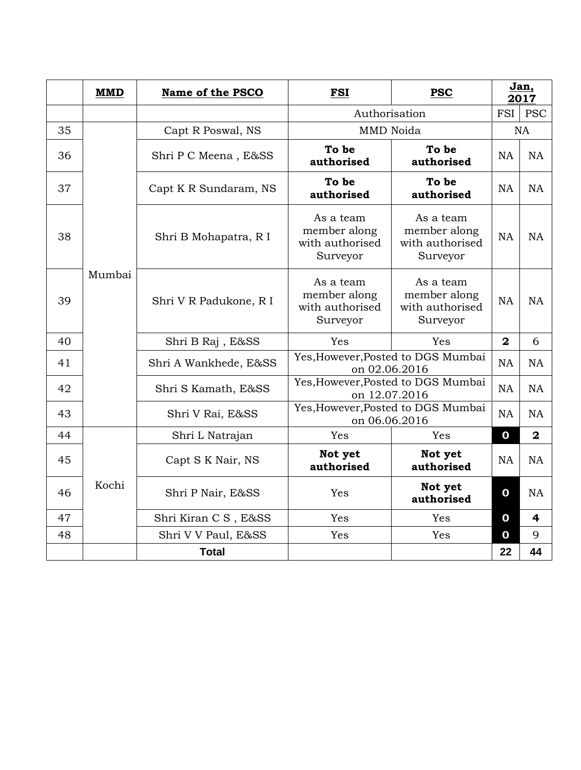| | **MMD** | **Name of the PSCO** | **FSI** | **PSC** | **Jan, 2017** | |
|---|---|---|---|---|---|---|
| | | | Authorisation | | FSI | PSC |
| 35 | Mumbai | Capt R Poswal, NS | MMD Noida | | NA | |
| 36 | | Shri P C Meena , E&SS | **To be authorised** | **To be authorised** | NA | NA |
| 37 | | Capt K R Sundaram, NS | **To be authorised** | **To be authorised** | NA | NA |
| 38 | | Shri B Mohapatra, R I | As a team member along with authorised Surveyor | As a team member along with authorised Surveyor | NA | NA |
| 39 | | Shri V R Padukone, R I | As a team member along with authorised Surveyor | As a team member along with authorised Surveyor | NA | NA |
| 40 | | Shri B Raj , E&SS | Yes | Yes | **2** | 6 |
| 41 | | Shri A Wankhede, E&SS | Yes,However,Posted to DGS Mumbai on 02.06.2016 | | NA | NA |
| 42 | | Shri S Kamath, E&SS | Yes,However,Posted to DGS Mumbai on 12.07.2016 | | NA | NA |
| 43 | | Shri V Rai, E&SS | Yes,However,Posted to DGS Mumbai on 06.06.2016 | | NA | NA |
| 44 | Kochi | Shri L Natrajan | Yes | Yes | **0** | **2** |
| 45 | | Capt S K Nair, NS | **Not yet authorised** | **Not yet authorised** | NA | NA |
| 46 | | Shri P Nair, E&SS | Yes | **Not yet authorised** | **0** | NA |
| 47 | | Shri Kiran C S , E&SS | Yes | Yes | **0** | **4** |
| 48 | | Shri V V Paul, E&SS | Yes | Yes | **0** | 9 |
| | | **Total** | | | **22** | **44** |